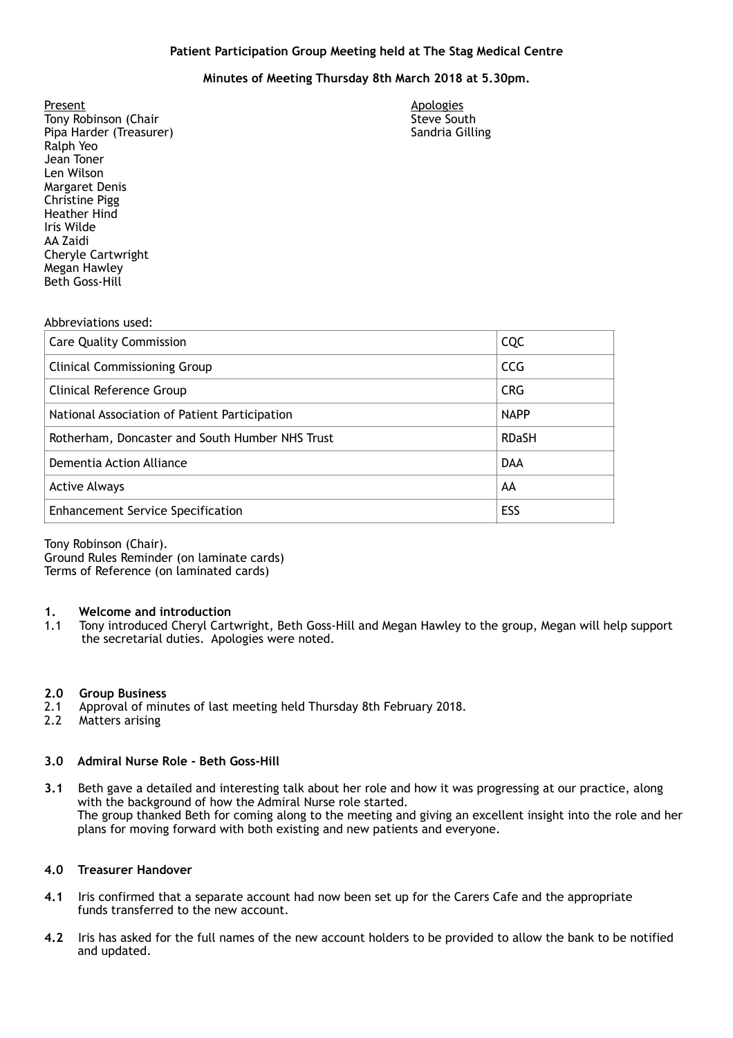**Patient Participation Group Meeting held at The Stag Medical Centre**

**Minutes of Meeting Thursday 8th March 2018 at 5.30pm.**

Present
Tony Robinson (Chair
Pipa Harder (Treasurer)
Ralph Yeo
Jean Toner
Len Wilson
Margaret Denis
Christine Pigg
Heather Hind
Iris Wilde
AA Zaidi
Cheryle Cartwright
Megan Hawley
Beth Goss-Hill

Apologies
Steve South
Sandria Gilling

Abbreviations used:

| | |
|---|---|
| Care Quality Commission | CQC |
| Clinical Commissioning Group | CCG |
| Clinical Reference Group | CRG |
| National Association of Patient Participation | NAPP |
| Rotherham, Doncaster and South Humber NHS Trust | RDaSH |
| Dementia Action Alliance | DAA |
| Active Always | AA |
| Enhancement Service Specification | ESS |

Tony Robinson (Chair).
Ground Rules Reminder (on laminate cards)
Terms of Reference (on laminated cards)

**1. Welcome and introduction**

1.1 Tony introduced Cheryl Cartwright, Beth Goss-Hill and Megan Hawley to the group, Megan will help support the secretarial duties. Apologies were noted.

**2.0 Group Business**

2.1 Approval of minutes of last meeting held Thursday 8th February 2018.
2.2 Matters arising

**3.0 Admiral Nurse Role - Beth Goss-Hill**

**3.1** Beth gave a detailed and interesting talk about her role and how it was progressing at our practice, along with the background of how the Admiral Nurse role started.
The group thanked Beth for coming along to the meeting and giving an excellent insight into the role and her plans for moving forward with both existing and new patients and everyone.

**4.0 Treasurer Handover**

**4.1** Iris confirmed that a separate account had now been set up for the Carers Cafe and the appropriate funds transferred to the new account.

**4.2** Iris has asked for the full names of the new account holders to be provided to allow the bank to be notified and updated.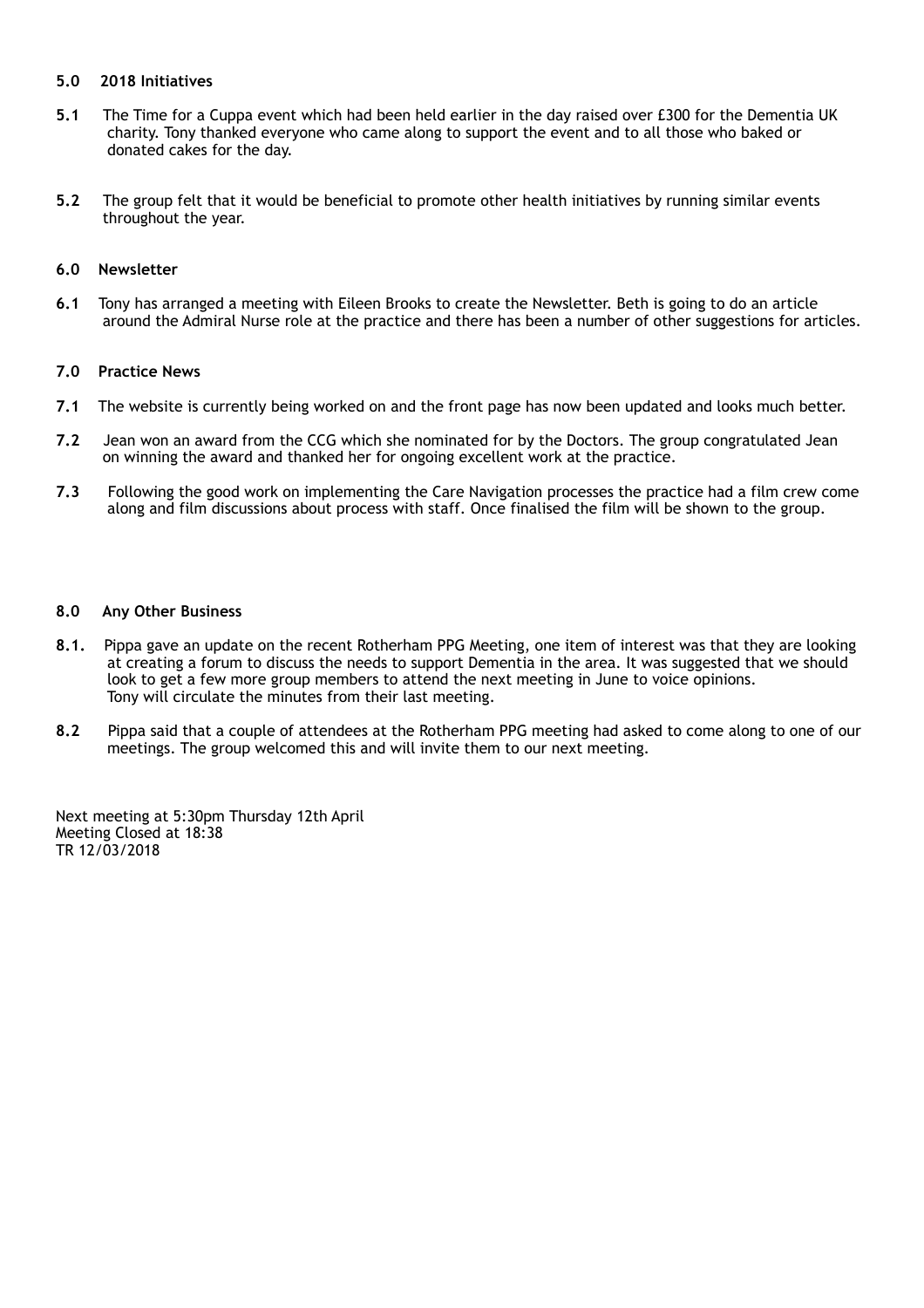**5.0 2018 Initiatives**

**5.1** The Time for a Cuppa event which had been held earlier in the day raised over £300 for the Dementia UK charity. Tony thanked everyone who came along to support the event and to all those who baked or donated cakes for the day.

**5.2** The group felt that it would be beneficial to promote other health initiatives by running similar events throughout the year.

**6.0 Newsletter**

**6.1** Tony has arranged a meeting with Eileen Brooks to create the Newsletter. Beth is going to do an article around the Admiral Nurse role at the practice and there has been a number of other suggestions for articles.

**7.0 Practice News**

**7.1** The website is currently being worked on and the front page has now been updated and looks much better.

**7.2** Jean won an award from the CCG which she nominated for by the Doctors. The group congratulated Jean on winning the award and thanked her for ongoing excellent work at the practice.

**7.3** Following the good work on implementing the Care Navigation processes the practice had a film crew come along and film discussions about process with staff. Once finalised the film will be shown to the group.

**8.0 Any Other Business**

**8.1.** Pippa gave an update on the recent Rotherham PPG Meeting, one item of interest was that they are looking at creating a forum to discuss the needs to support Dementia in the area. It was suggested that we should look to get a few more group members to attend the next meeting in June to voice opinions. Tony will circulate the minutes from their last meeting.

**8.2** Pippa said that a couple of attendees at the Rotherham PPG meeting had asked to come along to one of our meetings. The group welcomed this and will invite them to our next meeting.

Next meeting at 5:30pm Thursday 12th April
Meeting Closed at 18:38
TR 12/03/2018